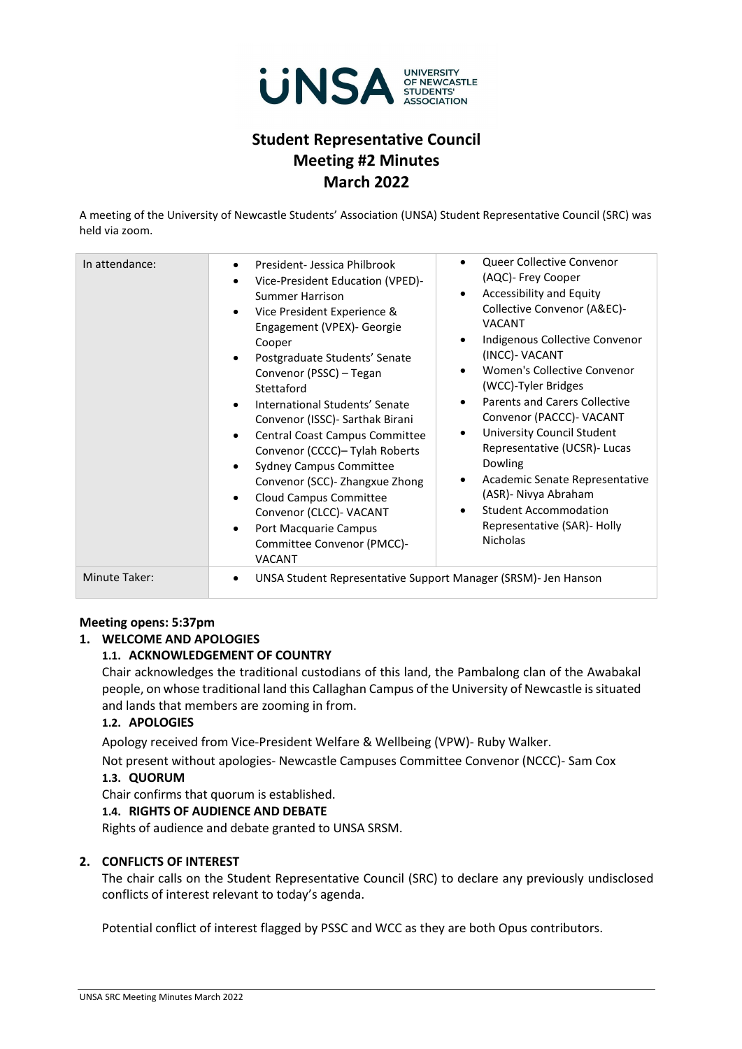UNSA UNIVERSITY OF NEWCASTLE STUDENTS' ASSOCIATION

# Student Representative Council
# Meeting #2 Minutes
# March 2022

A meeting of the University of Newcastle Students' Association (UNSA) Student Representative Council (SRC) was held via zoom.

| In attendance: | • President- Jessica Philbrook<br>• Vice-President Education (VPED)- Summer Harrison<br>• Vice President Experience & Engagement (VPEX)- Georgie Cooper<br>• Postgraduate Students' Senate Convenor (PSSC) – Tegan Stettaford<br>• International Students' Senate Convenor (ISSC)- Sarthak Birani<br>• Central Coast Campus Committee Convenor (CCCC)– Tylah Roberts<br>• Sydney Campus Committee Convenor (SCC)- Zhangxue Zhong<br>• Cloud Campus Committee Convenor (CLCC)- VACANT<br>• Port Macquarie Campus Committee Convenor (PMCC)- VACANT | • Queer Collective Convenor (AQC)- Frey Cooper<br>• Accessibility and Equity Collective Convenor (A&EC)- VACANT<br>• Indigenous Collective Convenor (INCC)- VACANT<br>• Women's Collective Convenor (WCC)-Tyler Bridges<br>• Parents and Carers Collective Convenor (PACCC)- VACANT<br>• University Council Student Representative (UCSR)- Lucas Dowling<br>• Academic Senate Representative (ASR)- Nivya Abraham<br>• Student Accommodation Representative (SAR)- Holly Nicholas |
|---|---|---|
| Minute Taker: | • UNSA Student Representative Support Manager (SRSM)- Jen Hanson | |

**Meeting opens: 5:37pm**

## 1. WELCOME AND APOLOGIES

### 1.1. ACKNOWLEDGEMENT OF COUNTRY

Chair acknowledges the traditional custodians of this land, the Pambalong clan of the Awabakal people, on whose traditional land this Callaghan Campus of the University of Newcastle is situated and lands that members are zooming in from.

### 1.2. APOLOGIES

Apology received from Vice-President Welfare & Wellbeing (VPW)- Ruby Walker.

Not present without apologies- Newcastle Campuses Committee Convenor (NCCC)- Sam Cox

### 1.3. QUORUM

Chair confirms that quorum is established.

### 1.4. RIGHTS OF AUDIENCE AND DEBATE

Rights of audience and debate granted to UNSA SRSM.

## 2. CONFLICTS OF INTEREST

The chair calls on the Student Representative Council (SRC) to declare any previously undisclosed conflicts of interest relevant to today's agenda.

Potential conflict of interest flagged by PSSC and WCC as they are both Opus contributors.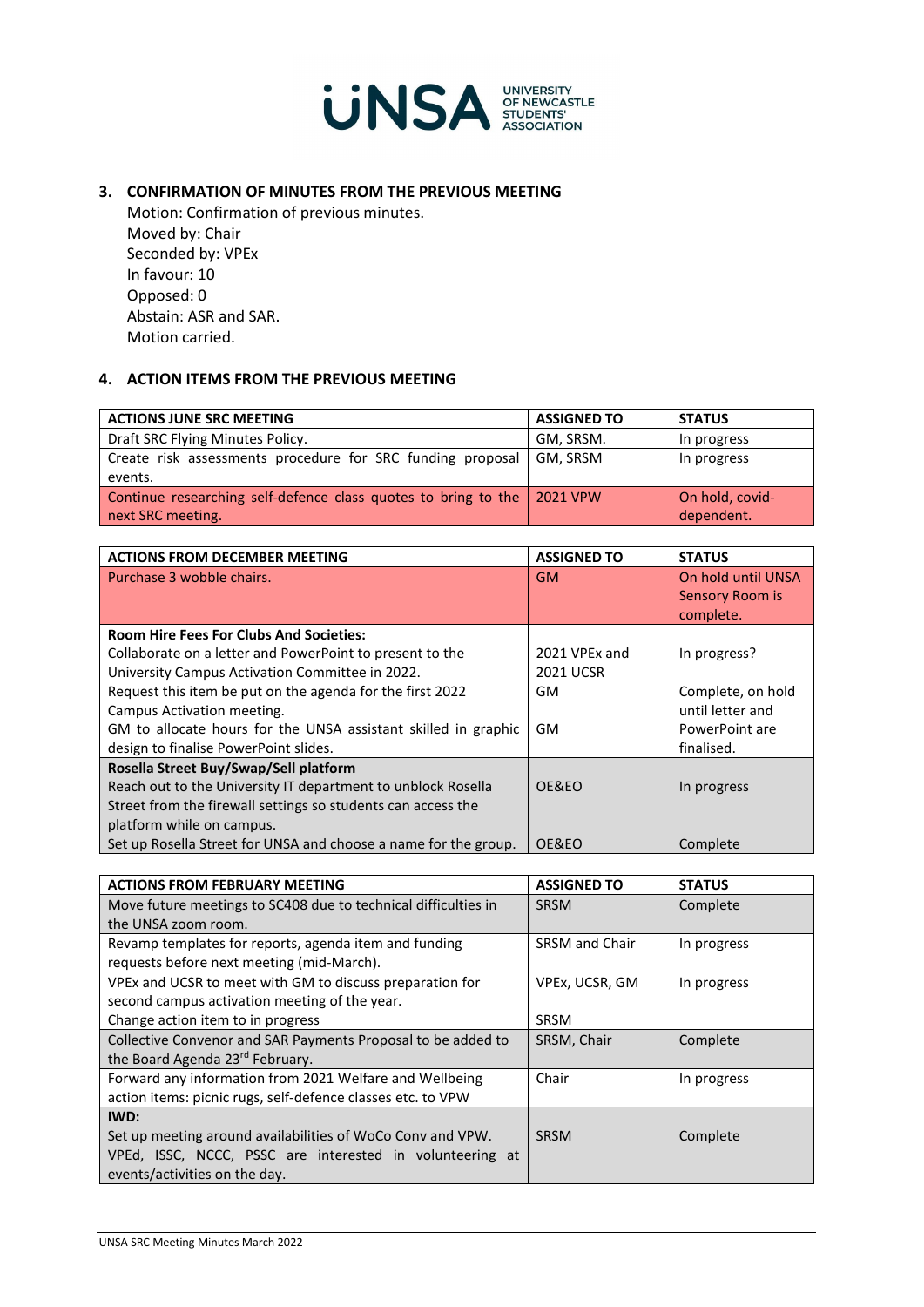### 3. CONFIRMATION OF MINUTES FROM THE PREVIOUS MEETING

Motion: Confirmation of previous minutes.
Moved by: Chair
Seconded by: VPEx
In favour: 10
Opposed: 0
Abstain: ASR and SAR.
Motion carried.

### 4. ACTION ITEMS FROM THE PREVIOUS MEETING

| ACTIONS JUNE SRC MEETING | ASSIGNED TO | STATUS |
|---|---|---|
| Draft SRC Flying Minutes Policy. | GM, SRSM. | In progress |
| Create risk assessments procedure for SRC funding proposal events. | GM, SRSM | In progress |
| Continue researching self-defence class quotes to bring to the next SRC meeting. | 2021 VPW | On hold, covid-dependent. |

| ACTIONS FROM DECEMBER MEETING | ASSIGNED TO | STATUS |
|---|---|---|
| Purchase 3 wobble chairs. | GM | On hold until UNSA Sensory Room is complete. |
| **Room Hire Fees For Clubs And Societies:** | | |
| Collaborate on a letter and PowerPoint to present to the University Campus Activation Committee in 2022. | 2021 VPEx and 2021 UCSR | In progress? |
| Request this item be put on the agenda for the first 2022 Campus Activation meeting. | GM | Complete, on hold until letter and PowerPoint are finalised. |
| GM to allocate hours for the UNSA assistant skilled in graphic design to finalise PowerPoint slides. | GM | |
| **Rosella Street Buy/Swap/Sell platform** | | |
| Reach out to the University IT department to unblock Rosella Street from the firewall settings so students can access the platform while on campus. | OE&EO | In progress |
| Set up Rosella Street for UNSA and choose a name for the group. | OE&EO | Complete |

| ACTIONS FROM FEBRUARY MEETING | ASSIGNED TO | STATUS |
|---|---|---|
| Move future meetings to SC408 due to technical difficulties in the UNSA zoom room. | SRSM | Complete |
| Revamp templates for reports, agenda item and funding requests before next meeting (mid-March). | SRSM and Chair | In progress |
| VPEx and UCSR to meet with GM to discuss preparation for second campus activation meeting of the year. | VPEx, UCSR, GM | In progress |
| Change action item to in progress | SRSM | |
| Collective Convenor and SAR Payments Proposal to be added to the Board Agenda 23rd February. | SRSM, Chair | Complete |
| Forward any information from 2021 Welfare and Wellbeing action items: picnic rugs, self-defence classes etc. to VPW | Chair | In progress |
| **IWD:** | | |
| Set up meeting around availabilities of WoCo Conv and VPW. VPEd, ISSC, NCCC, PSSC are interested in volunteering at events/activities on the day. | SRSM | Complete |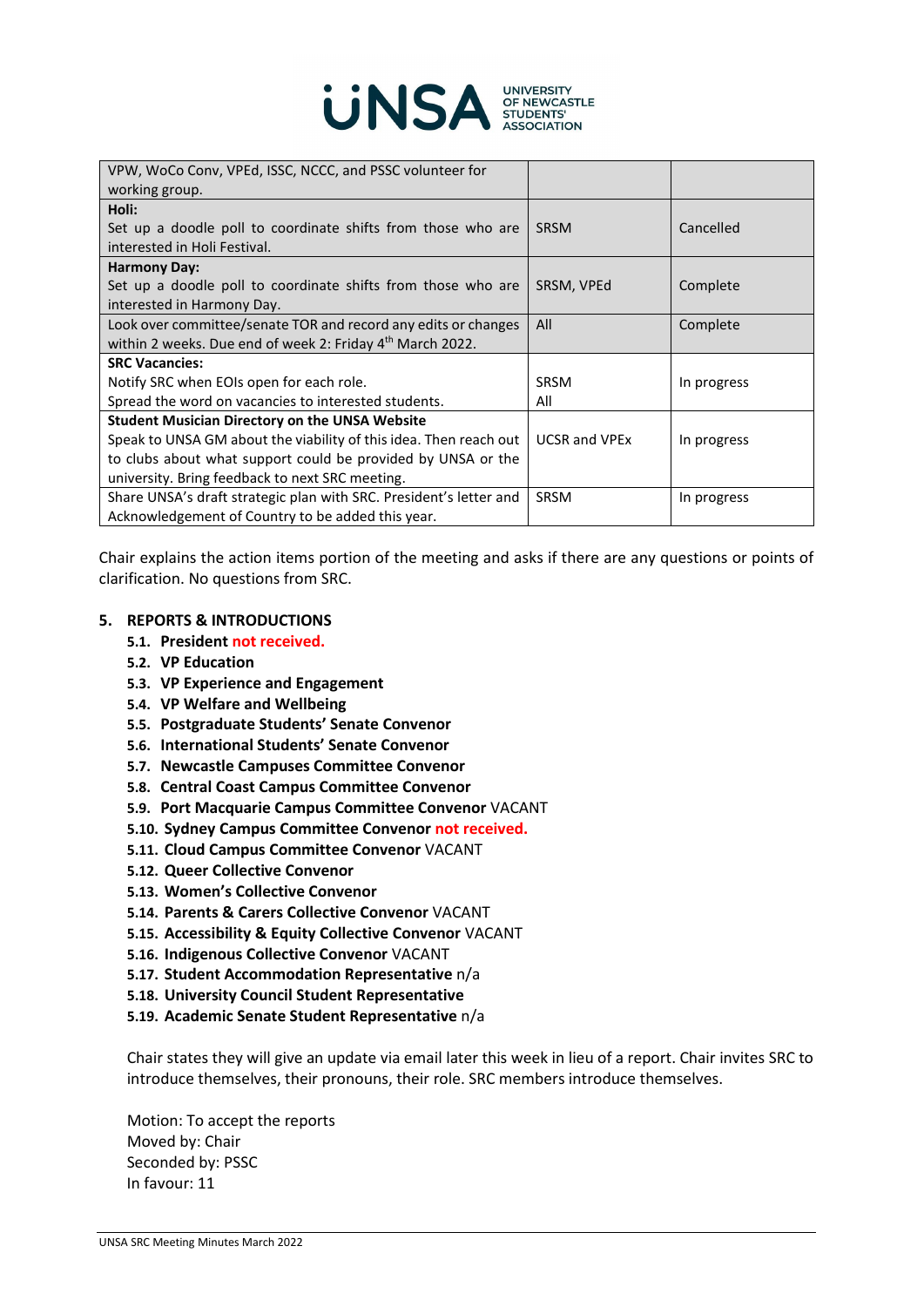| | | |
|---|---|---|
| VPW, WoCo Conv, VPEd, ISSC, NCCC, and PSSC volunteer for working group. | | |
| **Holi:** Set up a doodle poll to coordinate shifts from those who are interested in Holi Festival. | SRSM | Cancelled |
| **Harmony Day:** Set up a doodle poll to coordinate shifts from those who are interested in Harmony Day. | SRSM, VPEd | Complete |
| Look over committee/senate TOR and record any edits or changes within 2 weeks. Due end of week 2: Friday 4th March 2022. | All | Complete |
| **SRC Vacancies:** Notify SRC when EOIs open for each role. Spread the word on vacancies to interested students. | SRSM All | In progress |
| **Student Musician Directory on the UNSA Website** Speak to UNSA GM about the viability of this idea. Then reach out to clubs about what support could be provided by UNSA or the university. Bring feedback to next SRC meeting. | UCSR and VPEx | In progress |
| Share UNSA's draft strategic plan with SRC. President's letter and Acknowledgement of Country to be added this year. | SRSM | In progress |

Chair explains the action items portion of the meeting and asks if there are any questions or points of clarification. No questions from SRC.

## 5. REPORTS & INTRODUCTIONS

- **5.1. President** not received.
- **5.2. VP Education**
- **5.3. VP Experience and Engagement**
- **5.4. VP Welfare and Wellbeing**
- **5.5. Postgraduate Students' Senate Convenor**
- **5.6. International Students' Senate Convenor**
- **5.7. Newcastle Campuses Committee Convenor**
- **5.8. Central Coast Campus Committee Convenor**
- **5.9. Port Macquarie Campus Committee Convenor** VACANT
- **5.10. Sydney Campus Committee Convenor** not received.
- **5.11. Cloud Campus Committee Convenor** VACANT
- **5.12. Queer Collective Convenor**
- **5.13. Women's Collective Convenor**
- **5.14. Parents & Carers Collective Convenor** VACANT
- **5.15. Accessibility & Equity Collective Convenor** VACANT
- **5.16. Indigenous Collective Convenor** VACANT
- **5.17. Student Accommodation Representative** n/a
- **5.18. University Council Student Representative**
- **5.19. Academic Senate Student Representative** n/a

Chair states they will give an update via email later this week in lieu of a report. Chair invites SRC to introduce themselves, their pronouns, their role. SRC members introduce themselves.

Motion: To accept the reports
Moved by: Chair
Seconded by: PSSC
In favour: 11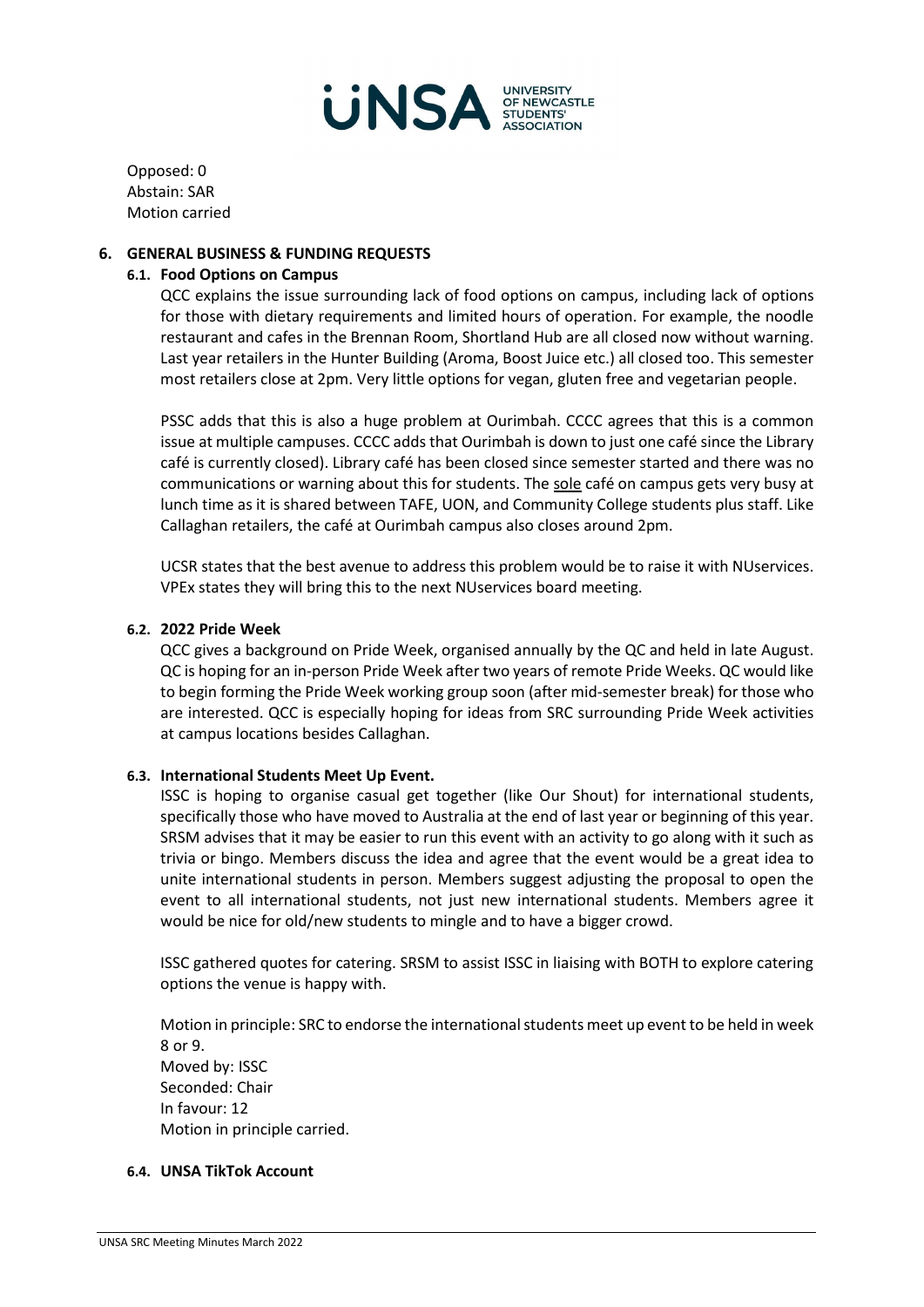Opposed: 0
Abstain: SAR
Motion carried

## 6. GENERAL BUSINESS & FUNDING REQUESTS

### 6.1. Food Options on Campus

QCC explains the issue surrounding lack of food options on campus, including lack of options for those with dietary requirements and limited hours of operation. For example, the noodle restaurant and cafes in the Brennan Room, Shortland Hub are all closed now without warning. Last year retailers in the Hunter Building (Aroma, Boost Juice etc.) all closed too. This semester most retailers close at 2pm. Very little options for vegan, gluten free and vegetarian people.

PSSC adds that this is also a huge problem at Ourimbah. CCCC agrees that this is a common issue at multiple campuses. CCCC adds that Ourimbah is down to just one café since the Library café is currently closed). Library café has been closed since semester started and there was no communications or warning about this for students. The <u>sole</u> café on campus gets very busy at lunch time as it is shared between TAFE, UON, and Community College students plus staff. Like Callaghan retailers, the café at Ourimbah campus also closes around 2pm.

UCSR states that the best avenue to address this problem would be to raise it with NUservices. VPEx states they will bring this to the next NUservices board meeting.

### 6.2. 2022 Pride Week

QCC gives a background on Pride Week, organised annually by the QC and held in late August. QC is hoping for an in-person Pride Week after two years of remote Pride Weeks. QC would like to begin forming the Pride Week working group soon (after mid-semester break) for those who are interested. QCC is especially hoping for ideas from SRC surrounding Pride Week activities at campus locations besides Callaghan.

### 6.3. International Students Meet Up Event.

ISSC is hoping to organise casual get together (like Our Shout) for international students, specifically those who have moved to Australia at the end of last year or beginning of this year. SRSM advises that it may be easier to run this event with an activity to go along with it such as trivia or bingo. Members discuss the idea and agree that the event would be a great idea to unite international students in person. Members suggest adjusting the proposal to open the event to all international students, not just new international students. Members agree it would be nice for old/new students to mingle and to have a bigger crowd.

ISSC gathered quotes for catering. SRSM to assist ISSC in liaising with BOTH to explore catering options the venue is happy with.

Motion in principle: SRC to endorse the international students meet up event to be held in week 8 or 9.
Moved by: ISSC
Seconded: Chair
In favour: 12
Motion in principle carried.

### 6.4. UNSA TikTok Account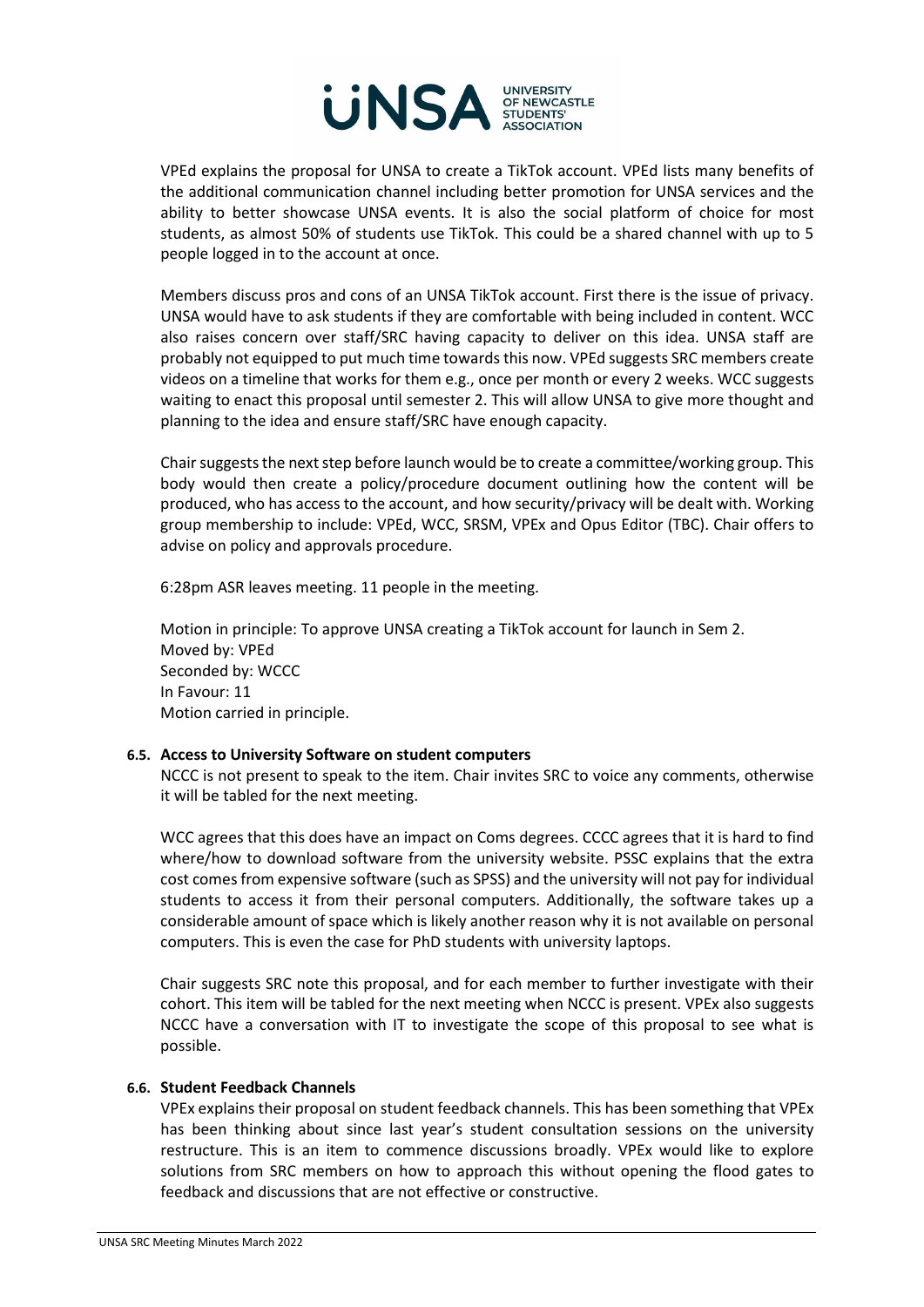VPEd explains the proposal for UNSA to create a TikTok account. VPEd lists many benefits of the additional communication channel including better promotion for UNSA services and the ability to better showcase UNSA events. It is also the social platform of choice for most students, as almost 50% of students use TikTok. This could be a shared channel with up to 5 people logged in to the account at once.

Members discuss pros and cons of an UNSA TikTok account. First there is the issue of privacy. UNSA would have to ask students if they are comfortable with being included in content. WCC also raises concern over staff/SRC having capacity to deliver on this idea. UNSA staff are probably not equipped to put much time towards this now. VPEd suggests SRC members create videos on a timeline that works for them e.g., once per month or every 2 weeks. WCC suggests waiting to enact this proposal until semester 2. This will allow UNSA to give more thought and planning to the idea and ensure staff/SRC have enough capacity.

Chair suggests the next step before launch would be to create a committee/working group. This body would then create a policy/procedure document outlining how the content will be produced, who has access to the account, and how security/privacy will be dealt with. Working group membership to include: VPEd, WCC, SRSM, VPEx and Opus Editor (TBC). Chair offers to advise on policy and approvals procedure.

6:28pm ASR leaves meeting. 11 people in the meeting.

Motion in principle: To approve UNSA creating a TikTok account for launch in Sem 2.
Moved by: VPEd
Seconded by: WCCC
In Favour: 11
Motion carried in principle.

**6.5. Access to University Software on student computers**

NCCC is not present to speak to the item. Chair invites SRC to voice any comments, otherwise it will be tabled for the next meeting.

WCC agrees that this does have an impact on Coms degrees. CCCC agrees that it is hard to find where/how to download software from the university website. PSSC explains that the extra cost comes from expensive software (such as SPSS) and the university will not pay for individual students to access it from their personal computers. Additionally, the software takes up a considerable amount of space which is likely another reason why it is not available on personal computers. This is even the case for PhD students with university laptops.

Chair suggests SRC note this proposal, and for each member to further investigate with their cohort. This item will be tabled for the next meeting when NCCC is present. VPEx also suggests NCCC have a conversation with IT to investigate the scope of this proposal to see what is possible.

**6.6. Student Feedback Channels**

VPEx explains their proposal on student feedback channels. This has been something that VPEx has been thinking about since last year's student consultation sessions on the university restructure. This is an item to commence discussions broadly. VPEx would like to explore solutions from SRC members on how to approach this without opening the flood gates to feedback and discussions that are not effective or constructive.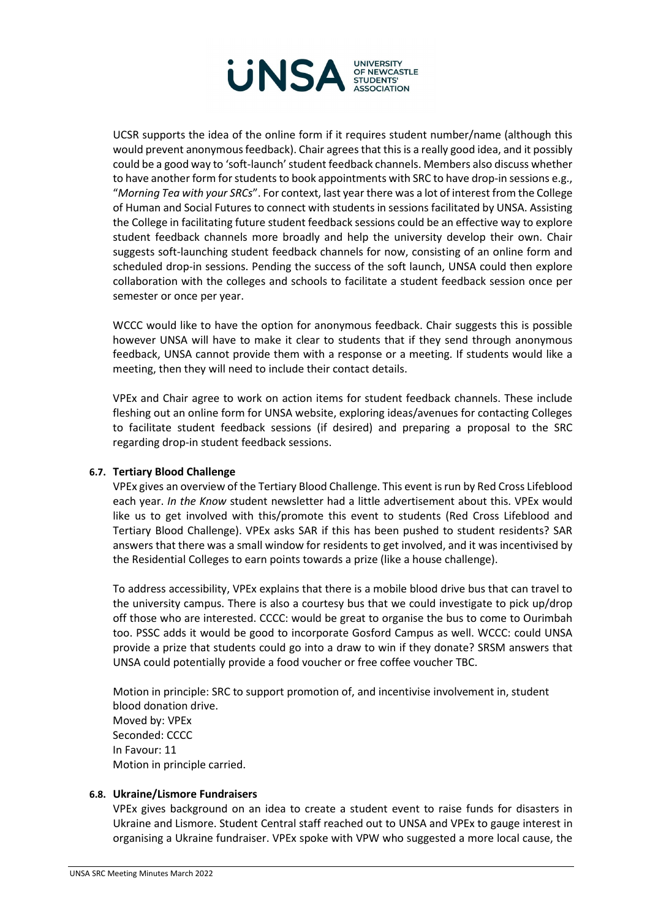UCSR supports the idea of the online form if it requires student number/name (although this would prevent anonymous feedback). Chair agrees that this is a really good idea, and it possibly could be a good way to 'soft-launch' student feedback channels. Members also discuss whether to have another form for students to book appointments with SRC to have drop-in sessions e.g., "*Morning Tea with your SRCs*". For context, last year there was a lot of interest from the College of Human and Social Futures to connect with students in sessions facilitated by UNSA. Assisting the College in facilitating future student feedback sessions could be an effective way to explore student feedback channels more broadly and help the university develop their own. Chair suggests soft-launching student feedback channels for now, consisting of an online form and scheduled drop-in sessions. Pending the success of the soft launch, UNSA could then explore collaboration with the colleges and schools to facilitate a student feedback session once per semester or once per year.

WCCC would like to have the option for anonymous feedback. Chair suggests this is possible however UNSA will have to make it clear to students that if they send through anonymous feedback, UNSA cannot provide them with a response or a meeting. If students would like a meeting, then they will need to include their contact details.

VPEx and Chair agree to work on action items for student feedback channels. These include fleshing out an online form for UNSA website, exploring ideas/avenues for contacting Colleges to facilitate student feedback sessions (if desired) and preparing a proposal to the SRC regarding drop-in student feedback sessions.

### 6.7. Tertiary Blood Challenge

VPEx gives an overview of the Tertiary Blood Challenge. This event is run by Red Cross Lifeblood each year. *In the Know* student newsletter had a little advertisement about this. VPEx would like us to get involved with this/promote this event to students (Red Cross Lifeblood and Tertiary Blood Challenge). VPEx asks SAR if this has been pushed to student residents? SAR answers that there was a small window for residents to get involved, and it was incentivised by the Residential Colleges to earn points towards a prize (like a house challenge).

To address accessibility, VPEx explains that there is a mobile blood drive bus that can travel to the university campus. There is also a courtesy bus that we could investigate to pick up/drop off those who are interested. CCCC: would be great to organise the bus to come to Ourimbah too. PSSC adds it would be good to incorporate Gosford Campus as well. WCCC: could UNSA provide a prize that students could go into a draw to win if they donate? SRSM answers that UNSA could potentially provide a food voucher or free coffee voucher TBC.

Motion in principle: SRC to support promotion of, and incentivise involvement in, student blood donation drive.
Moved by: VPEx
Seconded: CCCC
In Favour: 11
Motion in principle carried.

### 6.8. Ukraine/Lismore Fundraisers

VPEx gives background on an idea to create a student event to raise funds for disasters in Ukraine and Lismore. Student Central staff reached out to UNSA and VPEx to gauge interest in organising a Ukraine fundraiser. VPEx spoke with VPW who suggested a more local cause, the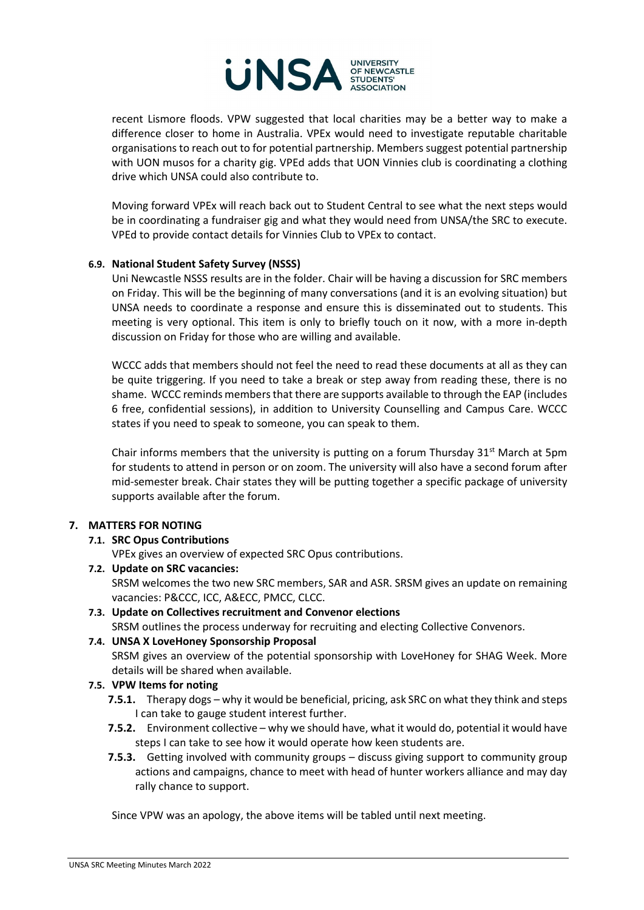recent Lismore floods. VPW suggested that local charities may be a better way to make a difference closer to home in Australia. VPEx would need to investigate reputable charitable organisations to reach out to for potential partnership. Members suggest potential partnership with UON musos for a charity gig. VPEd adds that UON Vinnies club is coordinating a clothing drive which UNSA could also contribute to.

Moving forward VPEx will reach back out to Student Central to see what the next steps would be in coordinating a fundraiser gig and what they would need from UNSA/the SRC to execute. VPEd to provide contact details for Vinnies Club to VPEx to contact.

**6.9. National Student Safety Survey (NSSS)**

Uni Newcastle NSSS results are in the folder. Chair will be having a discussion for SRC members on Friday. This will be the beginning of many conversations (and it is an evolving situation) but UNSA needs to coordinate a response and ensure this is disseminated out to students. This meeting is very optional. This item is only to briefly touch on it now, with a more in-depth discussion on Friday for those who are willing and available.

WCCC adds that members should not feel the need to read these documents at all as they can be quite triggering. If you need to take a break or step away from reading these, there is no shame. WCCC reminds members that there are supports available to through the EAP (includes 6 free, confidential sessions), in addition to University Counselling and Campus Care. WCCC states if you need to speak to someone, you can speak to them.

Chair informs members that the university is putting on a forum Thursday 31st March at 5pm for students to attend in person or on zoom. The university will also have a second forum after mid-semester break. Chair states they will be putting together a specific package of university supports available after the forum.

## 7. MATTERS FOR NOTING

**7.1. SRC Opus Contributions**

VPEx gives an overview of expected SRC Opus contributions.

**7.2. Update on SRC vacancies:**

SRSM welcomes the two new SRC members, SAR and ASR. SRSM gives an update on remaining vacancies: P&CCC, ICC, A&ECC, PMCC, CLCC.

**7.3. Update on Collectives recruitment and Convenor elections**

SRSM outlines the process underway for recruiting and electing Collective Convenors.

**7.4. UNSA X LoveHoney Sponsorship Proposal**

SRSM gives an overview of the potential sponsorship with LoveHoney for SHAG Week. More details will be shared when available.

**7.5. VPW Items for noting**

- **7.5.1.** Therapy dogs – why it would be beneficial, pricing, ask SRC on what they think and steps I can take to gauge student interest further.
- **7.5.2.** Environment collective – why we should have, what it would do, potential it would have steps I can take to see how it would operate how keen students are.
- **7.5.3.** Getting involved with community groups – discuss giving support to community group actions and campaigns, chance to meet with head of hunter workers alliance and may day rally chance to support.

Since VPW was an apology, the above items will be tabled until next meeting.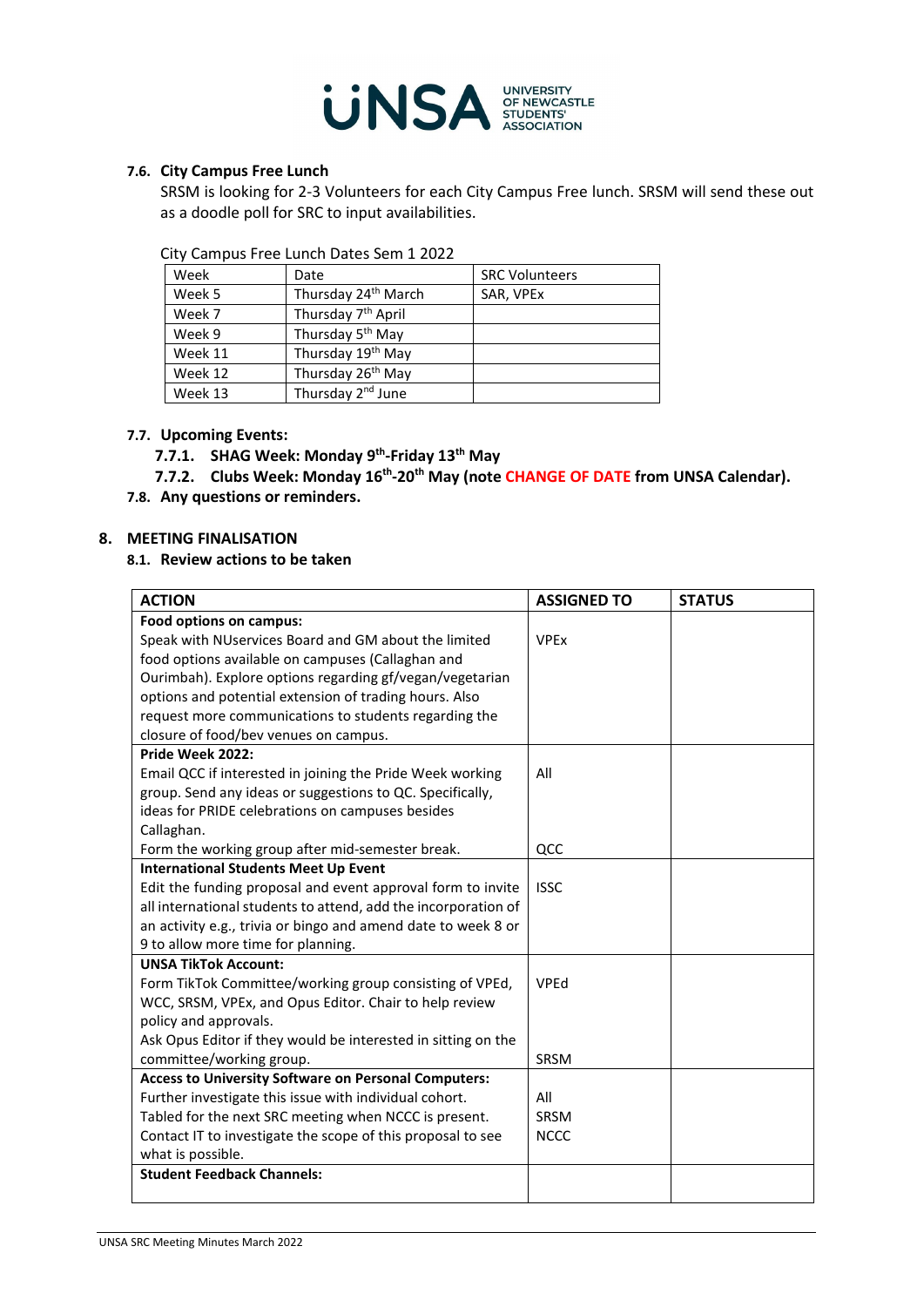**7.6. City Campus Free Lunch**

SRSM is looking for 2-3 Volunteers for each City Campus Free lunch. SRSM will send these out as a doodle poll for SRC to input availabilities.

City Campus Free Lunch Dates Sem 1 2022

| Week | Date | SRC Volunteers |
|---|---|---|
| Week 5 | Thursday 24th March | SAR, VPEx |
| Week 7 | Thursday 7th April | |
| Week 9 | Thursday 5th May | |
| Week 11 | Thursday 19th May | |
| Week 12 | Thursday 26th May | |
| Week 13 | Thursday 2nd June | |

**7.7. Upcoming Events:**

**7.7.1. SHAG Week: Monday 9th-Friday 13th May**

**7.7.2. Clubs Week: Monday 16th-20th May (note CHANGE OF DATE from UNSA Calendar).**

**7.8. Any questions or reminders.**

## 8. MEETING FINALISATION

**8.1. Review actions to be taken**

| ACTION | ASSIGNED TO | STATUS |
|---|---|---|
| **Food options on campus:**<br>Speak with NUservices Board and GM about the limited food options available on campuses (Callaghan and Ourimbah). Explore options regarding gf/vegan/vegetarian options and potential extension of trading hours. Also request more communications to students regarding the closure of food/bev venues on campus. | VPEx | |
| **Pride Week 2022:**<br>Email QCC if interested in joining the Pride Week working group. Send any ideas or suggestions to QC. Specifically, ideas for PRIDE celebrations on campuses besides Callaghan.<br>Form the working group after mid-semester break. | All<br><br>QCC | |
| **International Students Meet Up Event**<br>Edit the funding proposal and event approval form to invite all international students to attend, add the incorporation of an activity e.g., trivia or bingo and amend date to week 8 or 9 to allow more time for planning. | ISSC | |
| **UNSA TikTok Account:**<br>Form TikTok Committee/working group consisting of VPEd, WCC, SRSM, VPEx, and Opus Editor. Chair to help review policy and approvals.<br>Ask Opus Editor if they would be interested in sitting on the committee/working group. | VPEd<br><br>SRSM | |
| **Access to University Software on Personal Computers:**<br>Further investigate this issue with individual cohort.<br>Tabled for the next SRC meeting when NCCC is present.<br>Contact IT to investigate the scope of this proposal to see what is possible. | All<br>SRSM<br>NCCC | |
| **Student Feedback Channels:** | | |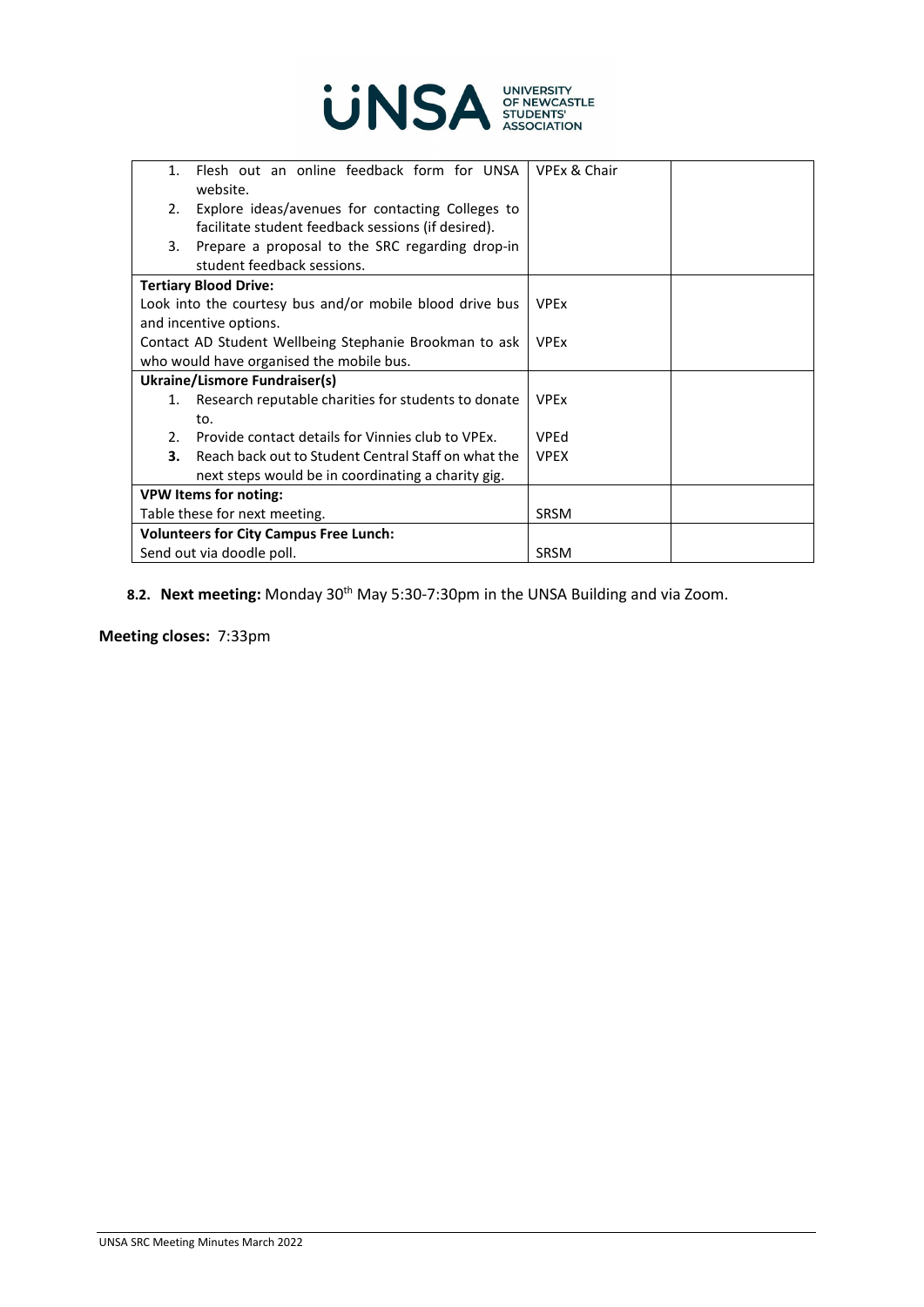| | | |
|---|---|---|
| 1. Flesh out an online feedback form for UNSA website.<br>2. Explore ideas/avenues for contacting Colleges to facilitate student feedback sessions (if desired).<br>3. Prepare a proposal to the SRC regarding drop-in student feedback sessions. | VPEx & Chair | |
| **Tertiary Blood Drive:**<br>Look into the courtesy bus and/or mobile blood drive bus and incentive options.<br>Contact AD Student Wellbeing Stephanie Brookman to ask who would have organised the mobile bus. | VPEx<br><br>VPEx | |
| **Ukraine/Lismore Fundraiser(s)**<br>1. Research reputable charities for students to donate to.<br>2. Provide contact details for Vinnies club to VPEx.<br>**3.** Reach back out to Student Central Staff on what the next steps would be in coordinating a charity gig. | VPEx<br><br>VPEd<br>VPEX | |
| **VPW Items for noting:**<br>Table these for next meeting. | SRSM | |
| **Volunteers for City Campus Free Lunch:**<br>Send out via doodle poll. | SRSM | |

**8.2. Next meeting:** Monday 30th May 5:30-7:30pm in the UNSA Building and via Zoom.

**Meeting closes:** 7:33pm